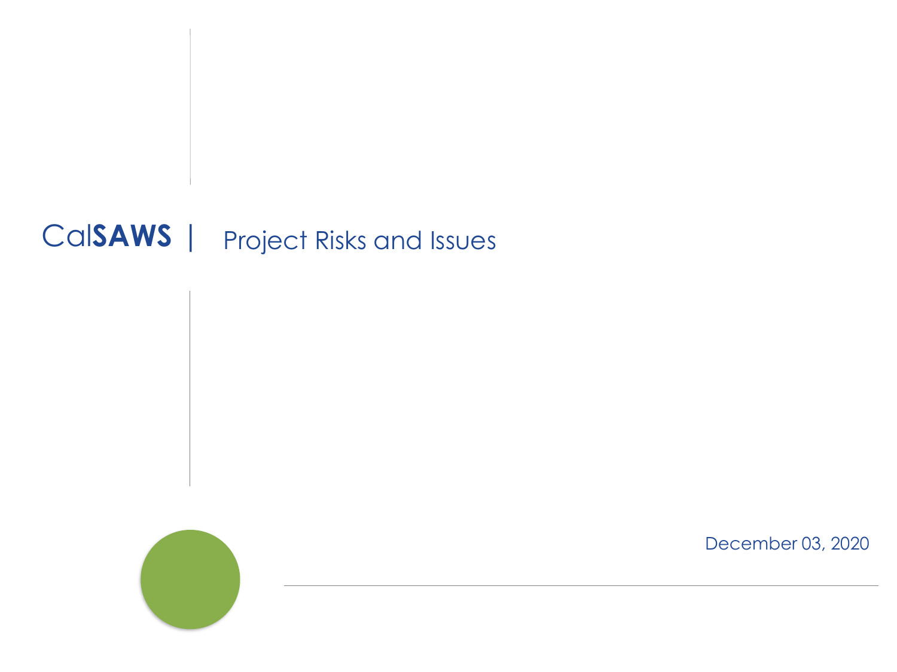# Cal**SAWS** | Project Risks and Issues

December 03, 2020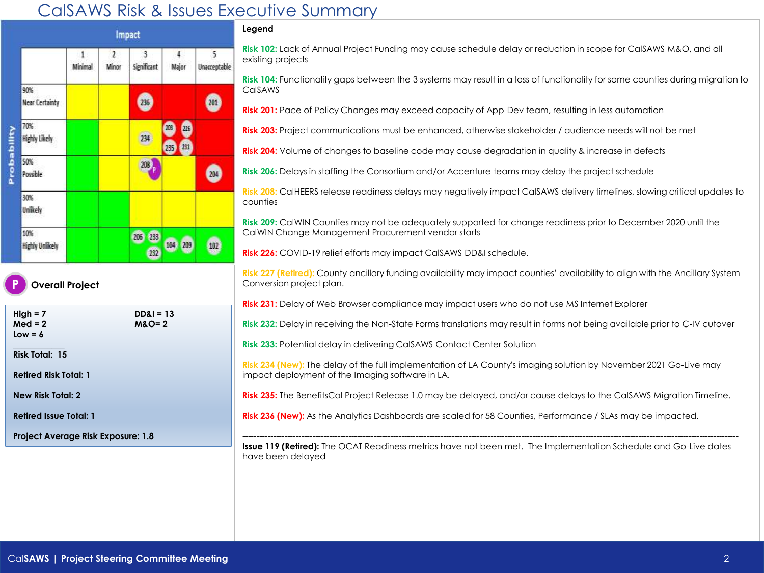# CalSAWS Risk & Issues Executive Summary

| Probability \ Impact | 1 Minimal | 2 Minor | 3 Significant | 4 Major | 5 Unacceptable |
|---|---|---|---|---|---|
| 90% Near Certainty | | | 236 | | 201 |
| 70% Highly Likely | | | 234 | 203, 226, 235, 231 | |
| 50% Possible | | | 208, P | | 204 |
| 30% Unlikely | | | | | |
| 10% Highly Unlikely | | | 206, 233, 232 | 104, 209 | 102 |

## P Overall Project

**High = 7**
**Med = 2**
**Low = 6**

**DD&I = 13**
**M&O= 2**

**Risk Total: 15**

**Retired Risk Total: 1**

**New Risk Total: 2**

**Retired Issue Total: 1**

**Project Average Risk Exposure: 1.8**

## Legend

**Risk 102:** Lack of Annual Project Funding may cause schedule delay or reduction in scope for CalSAWS M&O, and all existing projects

**Risk 104:** Functionality gaps between the 3 systems may result in a loss of functionality for some counties during migration to CalSAWS

**Risk 201:** Pace of Policy Changes may exceed capacity of App-Dev team, resulting in less automation

**Risk 203:** Project communications must be enhanced, otherwise stakeholder / audience needs will not be met

**Risk 204:** Volume of changes to baseline code may cause degradation in quality & increase in defects

**Risk 206:** Delays in staffing the Consortium and/or Accenture teams may delay the project schedule

**Risk 208:** CalHEERS release readiness delays may negatively impact CalSAWS delivery timelines, slowing critical updates to counties

**Risk 209:** CalWIN Counties may not be adequately supported for change readiness prior to December 2020 until the CalWIN Change Management Procurement vendor starts

**Risk 226:** COVID-19 relief efforts may impact CalSAWS DD&I schedule.

**Risk 227 (Retired):** County ancillary funding availability may impact counties' availability to align with the Ancillary System Conversion project plan.

**Risk 231:** Delay of Web Browser compliance may impact users who do not use MS Internet Explorer

**Risk 232:** Delay in receiving the Non-State Forms translations may result in forms not being available prior to C-IV cutover

**Risk 233:** Potential delay in delivering CalSAWS Contact Center Solution

**Risk 234 (New):** The delay of the full implementation of LA County's imaging solution by November 2021 Go-Live may impact deployment of the Imaging software in LA.

**Risk 235:** The BenefitsCal Project Release 1.0 may be delayed, and/or cause delays to the CalSAWS Migration Timeline.

**Risk 236 (New):** As the Analytics Dashboards are scaled for 58 Counties, Performance / SLAs may be impacted.

---

**Issue 119 (Retired):** The OCAT Readiness metrics have not been met. The Implementation Schedule and Go-Live dates have been delayed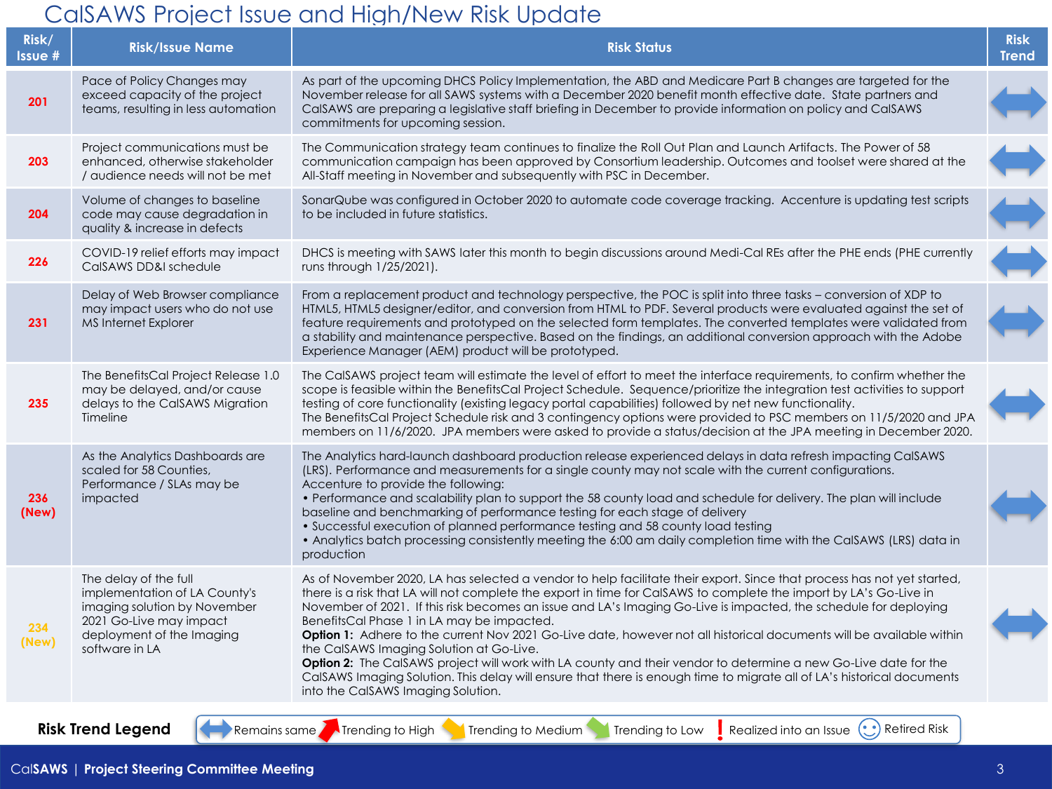# CalSAWS Project Issue and High/New Risk Update

| Risk/ Issue # | Risk/Issue Name | Risk Status | Risk Trend |
|---|---|---|---|
| 201 | Pace of Policy Changes may exceed capacity of the project teams, resulting in less automation | As part of the upcoming DHCS Policy Implementation, the ABD and Medicare Part B changes are targeted for the November release for all SAWS systems with a December 2020 benefit month effective date. State partners and CalSAWS are preparing a legislative staff briefing in December to provide information on policy and CalSAWS commitments for upcoming session. | Remains same |
| 203 | Project communications must be enhanced, otherwise stakeholder / audience needs will not be met | The Communication strategy team continues to finalize the Roll Out Plan and Launch Artifacts. The Power of 58 communication campaign has been approved by Consortium leadership. Outcomes and toolset were shared at the All-Staff meeting in November and subsequently with PSC in December. | Remains same |
| 204 | Volume of changes to baseline code may cause degradation in quality & increase in defects | SonarQube was configured in October 2020 to automate code coverage tracking. Accenture is updating test scripts to be included in future statistics. | Remains same |
| 226 | COVID-19 relief efforts may impact CalSAWS DD&I schedule | DHCS is meeting with SAWS later this month to begin discussions around Medi-Cal REs after the PHE ends (PHE currently runs through 1/25/2021). | Remains same |
| 231 | Delay of Web Browser compliance may impact users who do not use MS Internet Explorer | From a replacement product and technology perspective, the POC is split into three tasks – conversion of XDP to HTML5, HTML5 designer/editor, and conversion from HTML to PDF. Several products were evaluated against the set of feature requirements and prototyped on the selected form templates. The converted templates were validated from a stability and maintenance perspective. Based on the findings, an additional conversion approach with the Adobe Experience Manager (AEM) product will be prototyped. | Remains same |
| 235 | The BenefitsCal Project Release 1.0 may be delayed, and/or cause delays to the CalSAWS Migration Timeline | The CalSAWS project team will estimate the level of effort to meet the interface requirements, to confirm whether the scope is feasible within the BenefitsCal Project Schedule. Sequence/prioritize the integration test activities to support testing of core functionality (existing legacy portal capabilities) followed by net new functionality.<br>The BenefitsCal Project Schedule risk and 3 contingency options were provided to PSC members on 11/5/2020 and JPA members on 11/6/2020. JPA members were asked to provide a status/decision at the JPA meeting in December 2020. | Remains same |
| 236 (New) | As the Analytics Dashboards are scaled for 58 Counties, Performance / SLAs may be impacted | The Analytics hard-launch dashboard production release experienced delays in data refresh impacting CalSAWS (LRS). Performance and measurements for a single county may not scale with the current configurations.<br>Accenture to provide the following:<br>• Performance and scalability plan to support the 58 county load and schedule for delivery. The plan will include baseline and benchmarking of performance testing for each stage of delivery<br>• Successful execution of planned performance testing and 58 county load testing<br>• Analytics batch processing consistently meeting the 6:00 am daily completion time with the CalSAWS (LRS) data in production | Remains same |
| 234 (New) | The delay of the full implementation of LA County's imaging solution by November 2021 Go-Live may impact deployment of the Imaging software in LA | As of November 2020, LA has selected a vendor to help facilitate their export. Since that process has not yet started, there is a risk that LA will not complete the export in time for CalSAWS to complete the import by LA's Go-Live in November of 2021. If this risk becomes an issue and LA's Imaging Go-Live is impacted, the schedule for deploying BenefitsCal Phase 1 in LA may be impacted.<br>**Option 1:** Adhere to the current Nov 2021 Go-Live date, however not all historical documents will be available within the CalSAWS Imaging Solution at Go-Live.<br>**Option 2:** The CalSAWS project will work with LA county and their vendor to determine a new Go-Live date for the CalSAWS Imaging Solution. This delay will ensure that there is enough time to migrate all of LA's historical documents into the CalSAWS Imaging Solution. | Remains same |

**Risk Trend Legend**

Remains same | Trending to High | Trending to Medium | Trending to Low | Realized into an Issue | Retired Risk